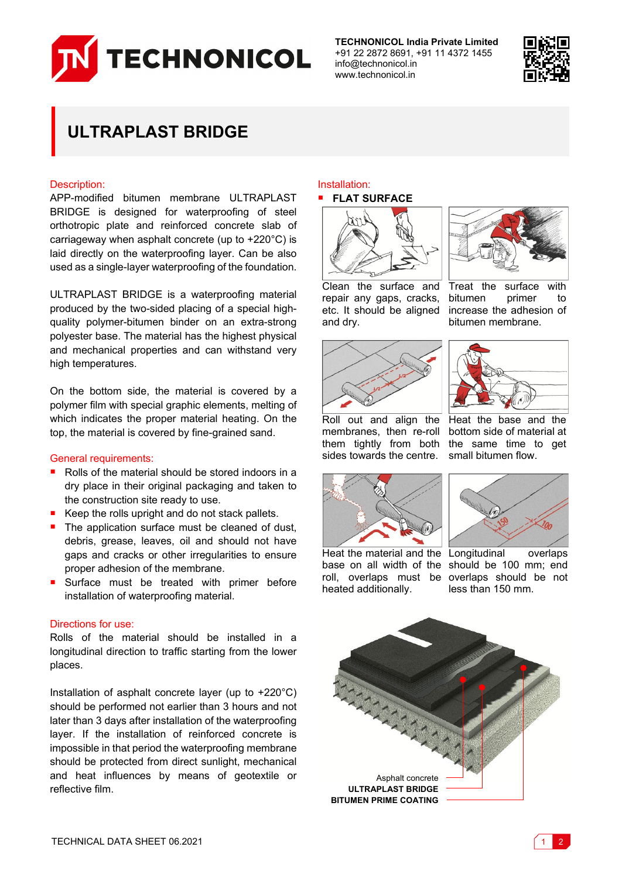**TECHNONICOL India Private Limited**
+91 22 2872 8691, +91 11 4372 1455
info@technonicol.in
www.technonicol.in

# ULTRAPLAST BRIDGE

## Description:

APP-modified bitumen membrane ULTRAPLAST BRIDGE is designed for waterproofing of steel orthotropic plate and reinforced concrete slab of carriageway when asphalt concrete (up to +220°C) is laid directly on the waterproofing layer. Can be also used as a single-layer waterproofing of the foundation.

ULTRAPLAST BRIDGE is a waterproofing material produced by the two-sided placing of a special high-quality polymer-bitumen binder on an extra-strong polyester base. The material has the highest physical and mechanical properties and can withstand very high temperatures.

On the bottom side, the material is covered by a polymer film with special graphic elements, melting of which indicates the proper material heating. On the top, the material is covered by fine-grained sand.

## General requirements:

- Rolls of the material should be stored indoors in a dry place in their original packaging and taken to the construction site ready to use.
- Keep the rolls upright and do not stack pallets.
- The application surface must be cleaned of dust, debris, grease, leaves, oil and should not have gaps and cracks or other irregularities to ensure proper adhesion of the membrane.
- Surface must be treated with primer before installation of waterproofing material.

## Directions for use:

Rolls of the material should be installed in a longitudinal direction to traffic starting from the lower places.

Installation of asphalt concrete layer (up to +220°C) should be performed not earlier than 3 hours and not later than 3 days after installation of the waterproofing layer. If the installation of reinforced concrete is impossible in that period the waterproofing membrane should be protected from direct sunlight, mechanical and heat influences by means of geotextile or reflective film.

## Installation:

- **FLAT SURFACE**

Clean the surface and repair any gaps, cracks, etc. It should be aligned and dry.

Treat the surface with bitumen primer to increase the adhesion of bitumen membrane.

Roll out and align the membranes, then re-roll them tightly from both sides towards the centre.

Heat the base and the bottom side of material at the same time to get small bitumen flow.

Heat the material and the base on all width of the roll, overlaps must be heated additionally.

Longitudinal overlaps should be 100 mm; end overlaps should be not less than 150 mm.

Asphalt concrete
**ULTRAPLAST BRIDGE**
**BITUMEN PRIME COATING**

TECHNICAL DATA SHEET 06.2021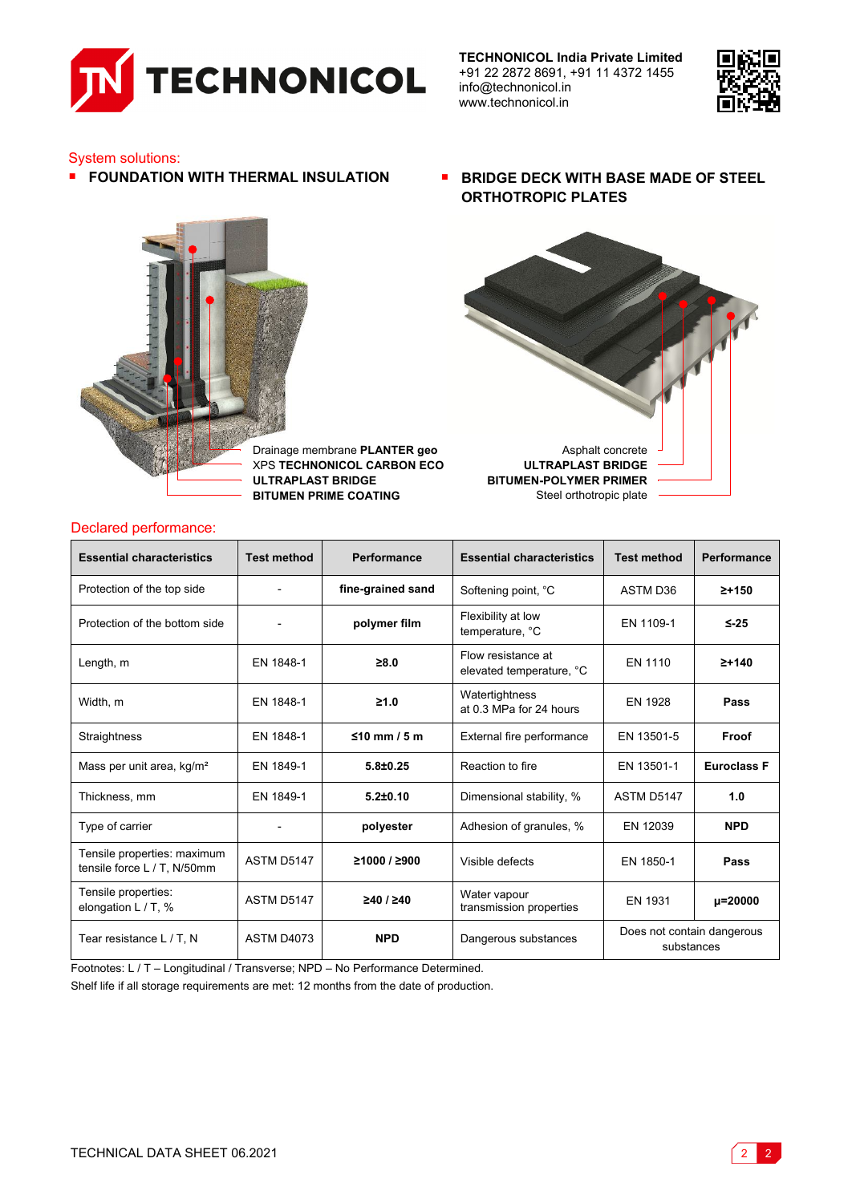TECHNONICOL India Private Limited
+91 22 2872 8691, +91 11 4372 1455
info@technonicol.in
www.technonicol.in

System solutions:

- **FOUNDATION WITH THERMAL INSULATION**

Drainage membrane **PLANTER geo**
XPS **TECHNONICOL CARBON ECO**
**ULTRAPLAST BRIDGE**
**BITUMEN PRIME COATING**

- **BRIDGE DECK WITH BASE MADE OF STEEL ORTHOTROPIC PLATES**

Asphalt concrete
**ULTRAPLAST BRIDGE**
**BITUMEN-POLYMER PRIMER**
Steel orthotropic plate

Declared performance:

| Essential characteristics | Test method | Performance | Essential characteristics | Test method | Performance |
|---|---|---|---|---|---|
| Protection of the top side | - | **fine-grained sand** | Softening point, °C | ASTM D36 | **≥+150** |
| Protection of the bottom side | - | **polymer film** | Flexibility at low temperature, °C | EN 1109-1 | **≤-25** |
| Length, m | EN 1848-1 | **≥8.0** | Flow resistance at elevated temperature, °C | EN 1110 | **≥+140** |
| Width, m | EN 1848-1 | **≥1.0** | Watertightness at 0.3 MPa for 24 hours | EN 1928 | **Pass** |
| Straightness | EN 1848-1 | **≤10 mm / 5 m** | External fire performance | EN 13501-5 | **Froof** |
| Mass per unit area, kg/m² | EN 1849-1 | **5.8±0.25** | Reaction to fire | EN 13501-1 | **Euroclass F** |
| Thickness, mm | EN 1849-1 | **5.2±0.10** | Dimensional stability, % | ASTM D5147 | **1.0** |
| Type of carrier | - | **polyester** | Adhesion of granules, % | EN 12039 | **NPD** |
| Tensile properties: maximum tensile force L / T, N/50mm | ASTM D5147 | **≥1000 / ≥900** | Visible defects | EN 1850-1 | **Pass** |
| Tensile properties: elongation L / T, % | ASTM D5147 | **≥40 / ≥40** | Water vapour transmission properties | EN 1931 | **μ=20000** |
| Tear resistance L / T, N | ASTM D4073 | **NPD** | Dangerous substances | Does not contain dangerous substances | |

Footnotes: L / T – Longitudinal / Transverse; NPD – No Performance Determined.

Shelf life if all storage requirements are met: 12 months from the date of production.

TECHNICAL DATA SHEET 06.2021